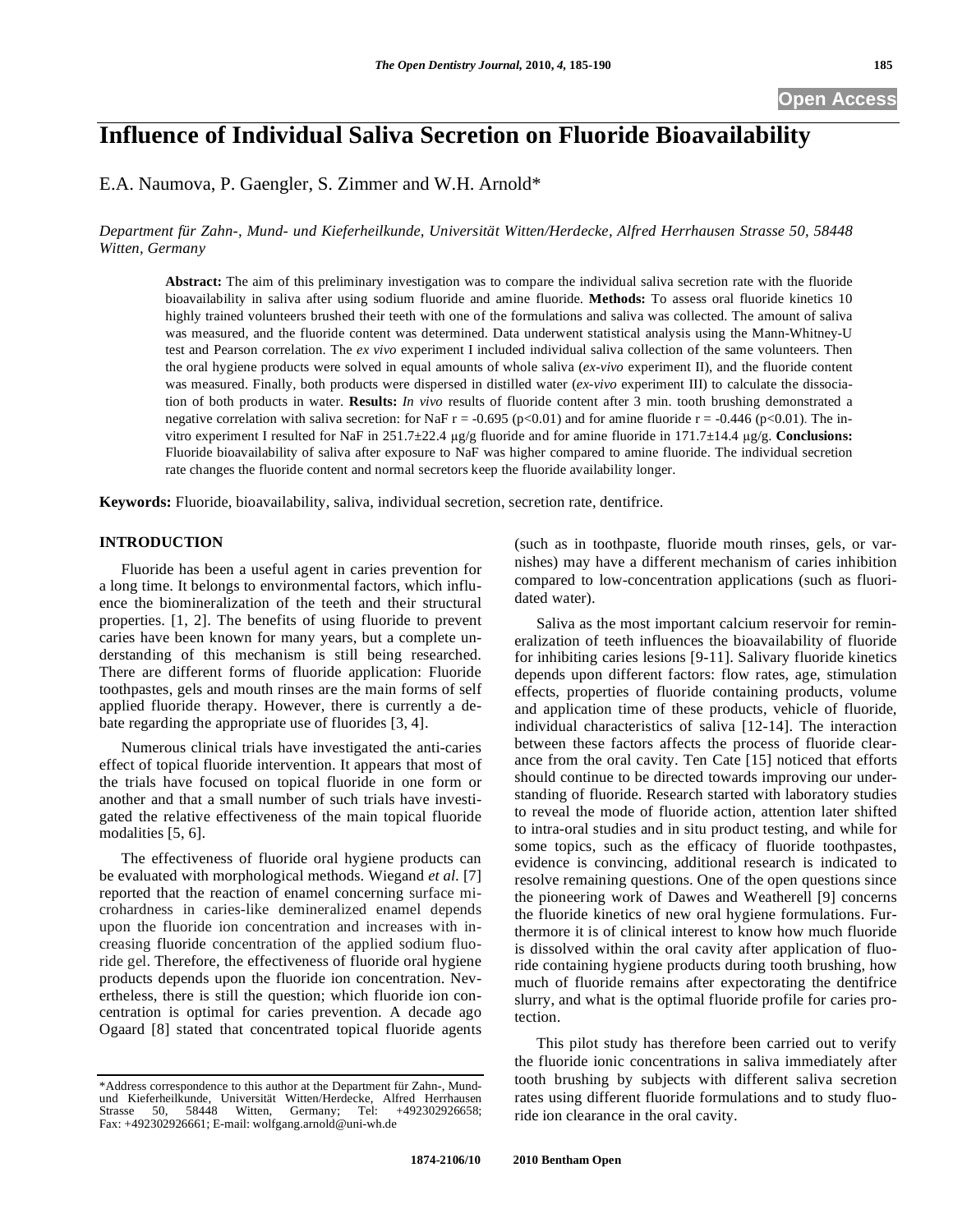# Influence of Individual Saliva Secretion on Fluoride Bioavailability

E.A. Naumova, P. Gaengler, S. Zimmer and W.H. Arnold*

*Department für Zahn-, Mund- und Kieferheilkunde, Universität Witten/Herdecke, Alfred Herrhausen Strasse 50, 58448 Witten, Germany*

**Abstract:** The aim of this preliminary investigation was to compare the individual saliva secretion rate with the fluoride bioavailability in saliva after using sodium fluoride and amine fluoride. **Methods:** To assess oral fluoride kinetics 10 highly trained volunteers brushed their teeth with one of the formulations and saliva was collected. The amount of saliva was measured, and the fluoride content was determined. Data underwent statistical analysis using the Mann-Whitney-U test and Pearson correlation. The *ex vivo* experiment I included individual saliva collection of the same volunteers. Then the oral hygiene products were solved in equal amounts of whole saliva (*ex-vivo* experiment II), and the fluoride content was measured. Finally, both products were dispersed in distilled water (*ex-vivo* experiment III) to calculate the dissociation of both products in water. **Results:** *In vivo* results of fluoride content after 3 min. tooth brushing demonstrated a negative correlation with saliva secretion: for NaF $r = -0.695$ ($p<0.01$) and for amine fluoride $r = -0.446$ ($p<0.01$). The in-vitro experiment I resulted for NaF in 251.7±22.4 µg/g fluoride and for amine fluoride in 171.7±14.4 µg/g. **Conclusions:** Fluoride bioavailability of saliva after exposure to NaF was higher compared to amine fluoride. The individual secretion rate changes the fluoride content and normal secretors keep the fluoride availability longer.

**Keywords:** Fluoride, bioavailability, saliva, individual secretion, secretion rate, dentifrice.

## INTRODUCTION

Fluoride has been a useful agent in caries prevention for a long time. It belongs to environmental factors, which influence the biomineralization of the teeth and their structural properties. [1, 2]. The benefits of using fluoride to prevent caries have been known for many years, but a complete understanding of this mechanism is still being researched. There are different forms of fluoride application: Fluoride toothpastes, gels and mouth rinses are the main forms of self applied fluoride therapy. However, there is currently a debate regarding the appropriate use of fluorides [3, 4].

Numerous clinical trials have investigated the anti-caries effect of topical fluoride intervention. It appears that most of the trials have focused on topical fluoride in one form or another and that a small number of such trials have investigated the relative effectiveness of the main topical fluoride modalities [5, 6].

The effectiveness of fluoride oral hygiene products can be evaluated with morphological methods. Wiegand *et al.* [7] reported that the reaction of enamel concerning surface microhardness in caries-like demineralized enamel depends upon the fluoride ion concentration and increases with increasing fluoride concentration of the applied sodium fluoride gel. Therefore, the effectiveness of fluoride oral hygiene products depends upon the fluoride ion concentration. Nevertheless, there is still the question; which fluoride ion concentration is optimal for caries prevention. A decade ago Ogaard [8] stated that concentrated topical fluoride agents (such as in toothpaste, fluoride mouth rinses, gels, or varnishes) may have a different mechanism of caries inhibition compared to low-concentration applications (such as fluoridated water).

Saliva as the most important calcium reservoir for remineralization of teeth influences the bioavailability of fluoride for inhibiting caries lesions [9-11]. Salivary fluoride kinetics depends upon different factors: flow rates, age, stimulation effects, properties of fluoride containing products, volume and application time of these products, vehicle of fluoride, individual characteristics of saliva [12-14]. The interaction between these factors affects the process of fluoride clearance from the oral cavity. Ten Cate [15] noticed that efforts should continue to be directed towards improving our understanding of fluoride. Research started with laboratory studies to reveal the mode of fluoride action, attention later shifted to intra-oral studies and in situ product testing, and while for some topics, such as the efficacy of fluoride toothpastes, evidence is convincing, additional research is indicated to resolve remaining questions. One of the open questions since the pioneering work of Dawes and Weatherell [9] concerns the fluoride kinetics of new oral hygiene formulations. Furthermore it is of clinical interest to know how much fluoride is dissolved within the oral cavity after application of fluoride containing hygiene products during tooth brushing, how much of fluoride remains after expectorating the dentifrice slurry, and what is the optimal fluoride profile for caries protection.

This pilot study has therefore been carried out to verify the fluoride ionic concentrations in saliva immediately after tooth brushing by subjects with different saliva secretion rates using different fluoride formulations and to study fluoride ion clearance in the oral cavity.

*Address correspondence to this author at the Department für Zahn-, Mund- und Kieferheilkunde, Universität Witten/Herdecke, Alfred Herrhausen Strasse 50, 58448 Witten, Germany; Tel: +492302926658; Fax: +492302926661; E-mail: wolfgang.arnold@uni-wh.de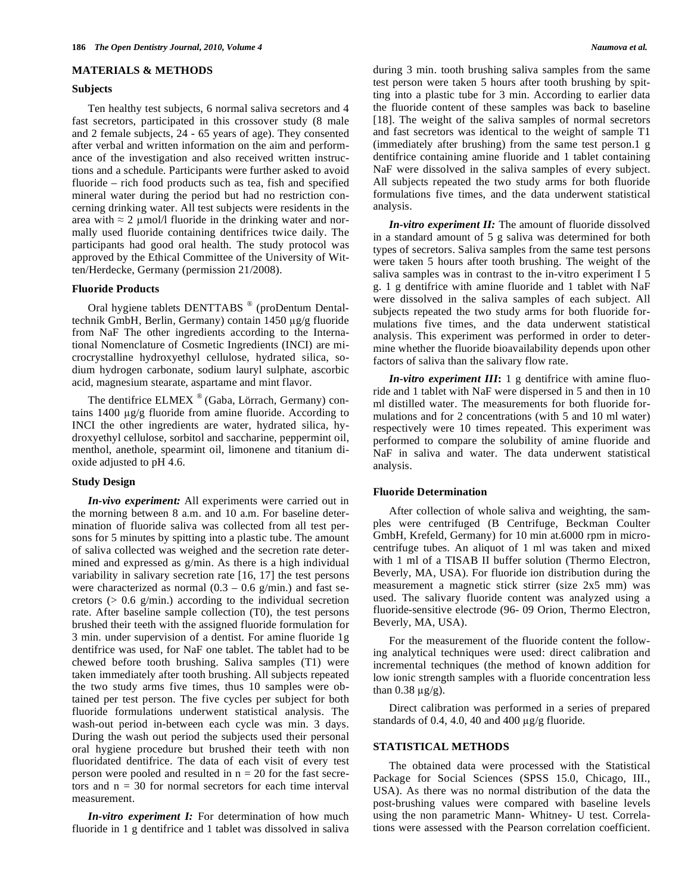## MATERIALS & METHODS

### Subjects

Ten healthy test subjects, 6 normal saliva secretors and 4 fast secretors, participated in this crossover study (8 male and 2 female subjects, 24 - 65 years of age). They consented after verbal and written information on the aim and performance of the investigation and also received written instructions and a schedule. Participants were further asked to avoid fluoride – rich food products such as tea, fish and specified mineral water during the period but had no restriction concerning drinking water. All test subjects were residents in the area with ≈ 2 µmol/l fluoride in the drinking water and normally used fluoride containing dentifrices twice daily. The participants had good oral health. The study protocol was approved by the Ethical Committee of the University of Witten/Herdecke, Germany (permission 21/2008).

### Fluoride Products

Oral hygiene tablets DENTTABS ® (proDentum Dentaltechnik GmbH, Berlin, Germany) contain 1450 µg/g fluoride from NaF The other ingredients according to the International Nomenclature of Cosmetic Ingredients (INCI) are microcrystalline hydroxyethyl cellulose, hydrated silica, sodium hydrogen carbonate, sodium lauryl sulphate, ascorbic acid, magnesium stearate, aspartame and mint flavor.

The dentifrice ELMEX ® (Gaba, Lörrach, Germany) contains 1400 µg/g fluoride from amine fluoride. According to INCI the other ingredients are water, hydrated silica, hydroxyethyl cellulose, sorbitol and saccharine, peppermint oil, menthol, anethole, spearmint oil, limonene and titanium dioxide adjusted to pH 4.6.

### Study Design

***In-vivo experiment:*** All experiments were carried out in the morning between 8 a.m. and 10 a.m. For baseline determination of fluoride saliva was collected from all test persons for 5 minutes by spitting into a plastic tube. The amount of saliva collected was weighed and the secretion rate determined and expressed as g/min. As there is a high individual variability in salivary secretion rate [16, 17] the test persons were characterized as normal (0.3 – 0.6 g/min.) and fast secretors (> 0.6 g/min.) according to the individual secretion rate. After baseline sample collection (T0), the test persons brushed their teeth with the assigned fluoride formulation for 3 min. under supervision of a dentist. For amine fluoride 1g dentifrice was used, for NaF one tablet. The tablet had to be chewed before tooth brushing. Saliva samples (T1) were taken immediately after tooth brushing. All subjects repeated the two study arms five times, thus 10 samples were obtained per test person. The five cycles per subject for both fluoride formulations underwent statistical analysis. The wash-out period in-between each cycle was min. 3 days. During the wash out period the subjects used their personal oral hygiene procedure but brushed their teeth with non fluoridated dentifrice. The data of each visit of every test person were pooled and resulted in n = 20 for the fast secretors and n = 30 for normal secretors for each time interval measurement.

***In-vitro experiment I:*** For determination of how much fluoride in 1 g dentifrice and 1 tablet was dissolved in saliva during 3 min. tooth brushing saliva samples from the same test person were taken 5 hours after tooth brushing by spitting into a plastic tube for 3 min. According to earlier data the fluoride content of these samples was back to baseline [18]. The weight of the saliva samples of normal secretors and fast secretors was identical to the weight of sample T1 (immediately after brushing) from the same test person.1 g dentifrice containing amine fluoride and 1 tablet containing NaF were dissolved in the saliva samples of every subject. All subjects repeated the two study arms for both fluoride formulations five times, and the data underwent statistical analysis.

***In-vitro experiment II:*** The amount of fluoride dissolved in a standard amount of 5 g saliva was determined for both types of secretors. Saliva samples from the same test persons were taken 5 hours after tooth brushing. The weight of the saliva samples was in contrast to the in-vitro experiment I 5 g. 1 g dentifrice with amine fluoride and 1 tablet with NaF were dissolved in the saliva samples of each subject. All subjects repeated the two study arms for both fluoride formulations five times, and the data underwent statistical analysis. This experiment was performed in order to determine whether the fluoride bioavailability depends upon other factors of saliva than the salivary flow rate.

***In-vitro experiment III*:** 1 g dentifrice with amine fluoride and 1 tablet with NaF were dispersed in 5 and then in 10 ml distilled water. The measurements for both fluoride formulations and for 2 concentrations (with 5 and 10 ml water) respectively were 10 times repeated. This experiment was performed to compare the solubility of amine fluoride and NaF in saliva and water. The data underwent statistical analysis.

### Fluoride Determination

After collection of whole saliva and weighting, the samples were centrifuged (B Centrifuge, Beckman Coulter GmbH, Krefeld, Germany) for 10 min at.6000 rpm in microcentrifuge tubes. An aliquot of 1 ml was taken and mixed with 1 ml of a TISAB II buffer solution (Thermo Electron, Beverly, MA, USA). For fluoride ion distribution during the measurement a magnetic stick stirrer (size 2x5 mm) was used. The salivary fluoride content was analyzed using a fluoride-sensitive electrode (96- 09 Orion, Thermo Electron, Beverly, MA, USA).

For the measurement of the fluoride content the following analytical techniques were used: direct calibration and incremental techniques (the method of known addition for low ionic strength samples with a fluoride concentration less than 0.38 µg/g).

Direct calibration was performed in a series of prepared standards of 0.4, 4.0, 40 and 400 µg/g fluoride.

## STATISTICAL METHODS

The obtained data were processed with the Statistical Package for Social Sciences (SPSS 15.0, Chicago, III., USA). As there was no normal distribution of the data the post-brushing values were compared with baseline levels using the non parametric Mann- Whitney- U test. Correlations were assessed with the Pearson correlation coefficient.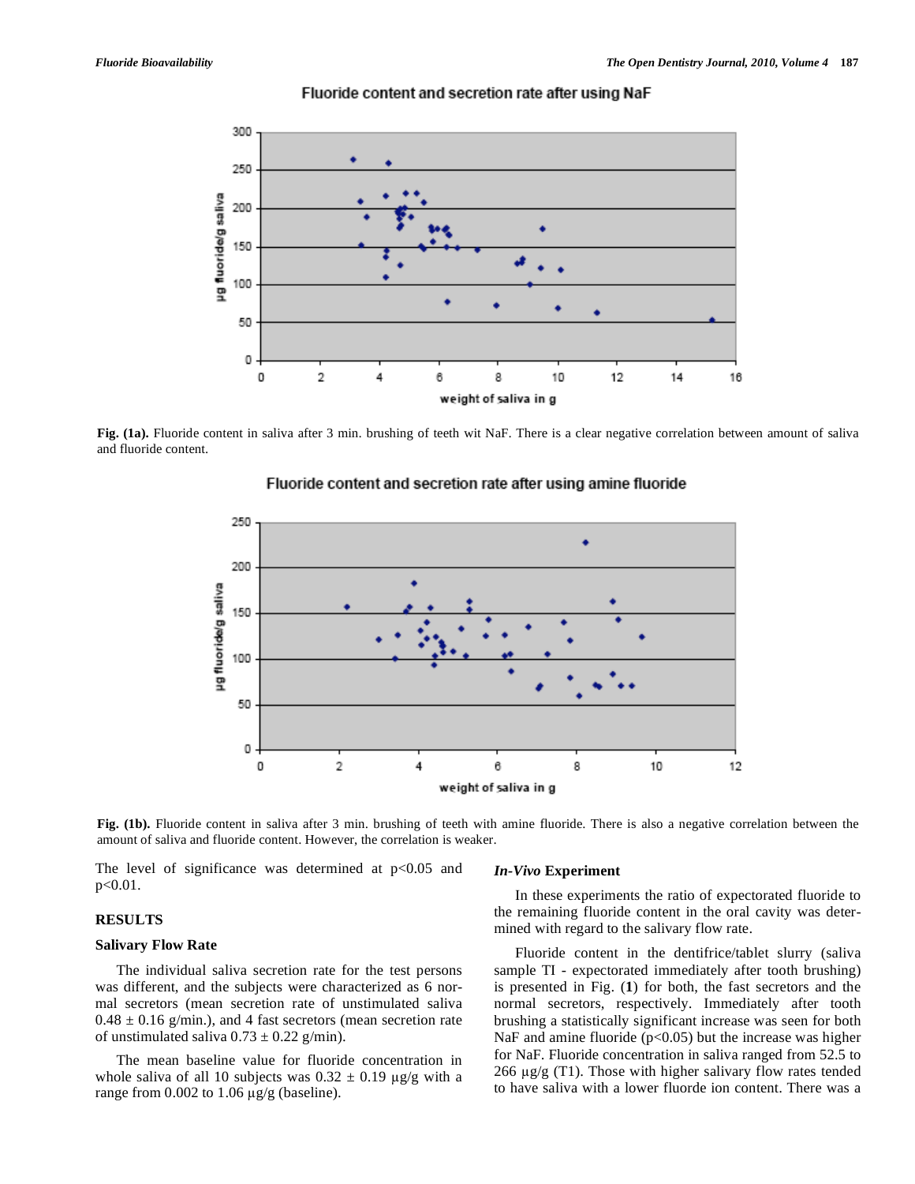Fig. (1a). Fluoride content in saliva after 3 min. brushing of teeth wit NaF. There is a clear negative correlation between amount of saliva and fluoride content.

Fig. (1b). Fluoride content in saliva after 3 min. brushing of teeth with amine fluoride. There is also a negative correlation between the amount of saliva and fluoride content. However, the correlation is weaker.

The level of significance was determined at $p<0.05$ and $p<0.01$.

## RESULTS

### Salivary Flow Rate

The individual saliva secretion rate for the test persons was different, and the subjects were characterized as 6 normal secretors (mean secretion rate of unstimulated saliva $0.48 \pm 0.16$ g/min.), and 4 fast secretors (mean secretion rate of unstimulated saliva $0.73 \pm 0.22$ g/min).

The mean baseline value for fluoride concentration in whole saliva of all 10 subjects was $0.32 \pm 0.19$ µg/g with a range from 0.002 to 1.06 µg/g (baseline).

### *In-Vivo* Experiment

In these experiments the ratio of expectorated fluoride to the remaining fluoride content in the oral cavity was determined with regard to the salivary flow rate.

Fluoride content in the dentifrice/tablet slurry (saliva sample TI - expectorated immediately after tooth brushing) is presented in Fig. (**1**) for both, the fast secretors and the normal secretors, respectively. Immediately after tooth brushing a statistically significant increase was seen for both NaF and amine fluoride ($p<0.05$) but the increase was higher for NaF. Fluoride concentration in saliva ranged from 52.5 to 266 µg/g (T1). Those with higher salivary flow rates tended to have saliva with a lower fluorde ion content. There was a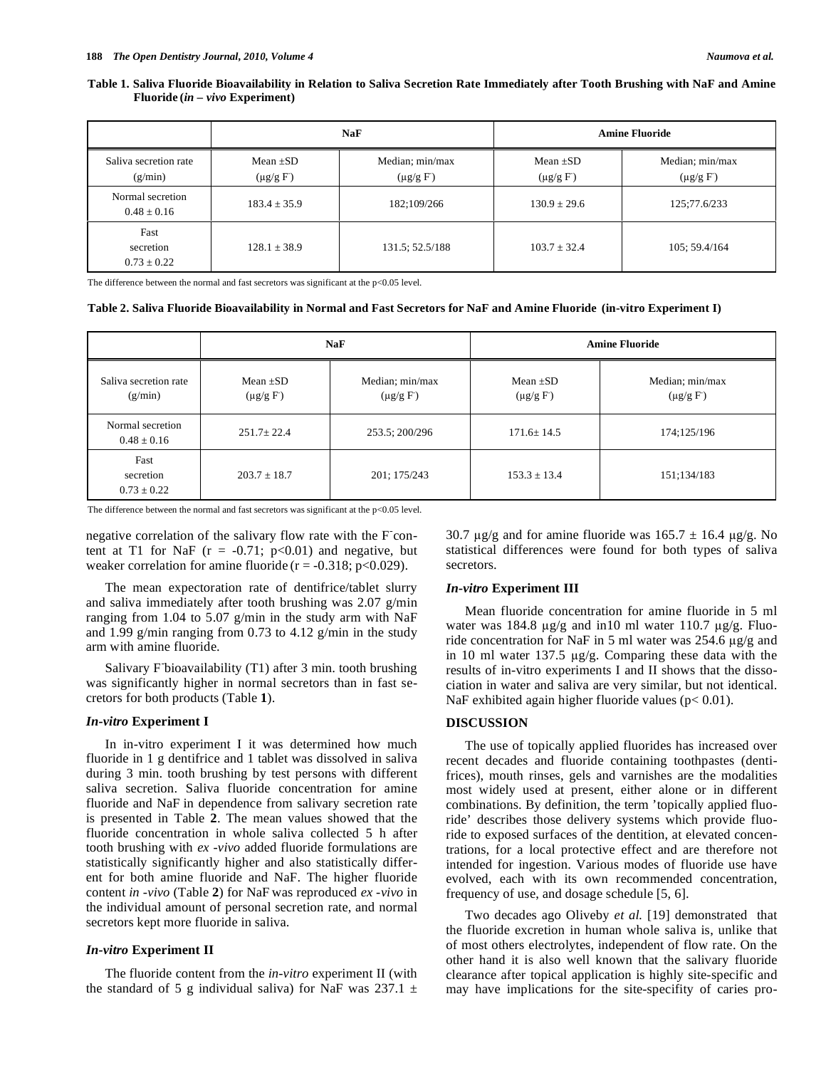**Table 1. Saliva Fluoride Bioavailability in Relation to Saliva Secretion Rate Immediately after Tooth Brushing with NaF and Amine Fluoride (*in – vivo* Experiment)**

| | NaF | | Amine Fluoride | |
|---|---|---|---|---|
| Saliva secretion rate (g/min) | Mean ±SD (µg/g $F^-$) | Median; min/max (µg/g $F^-$) | Mean ±SD (µg/g $F^-$) | Median; min/max (µg/g $F^-$) |
| Normal secretion 0.48 ± 0.16 | 183.4 ± 35.9 | 182;109/266 | 130.9 ± 29.6 | 125;77.6/233 |
| Fast secretion 0.73 ± 0.22 | 128.1 ± 38.9 | 131.5; 52.5/188 | 103.7 ± 32.4 | 105; 59.4/164 |

The difference between the normal and fast secretors was significant at the p<0.05 level.

**Table 2. Saliva Fluoride Bioavailability in Normal and Fast Secretors for NaF and Amine Fluoride (in-vitro Experiment I)**

| | NaF | | Amine Fluoride | |
|---|---|---|---|---|
| Saliva secretion rate (g/min) | Mean ±SD (µg/g $F^-$) | Median; min/max (µg/g $F^-$) | Mean ±SD (µg/g $F^-$) | Median; min/max (µg/g $F^-$) |
| Normal secretion 0.48 ± 0.16 | 251.7± 22.4 | 253.5; 200/296 | 171.6± 14.5 | 174;125/196 |
| Fast secretion 0.73 ± 0.22 | 203.7 ± 18.7 | 201; 175/243 | 153.3 ± 13.4 | 151;134/183 |

The difference between the normal and fast secretors was significant at the p<0.05 level.

negative correlation of the salivary flow rate with the $F^-$ content at T1 for NaF ($r = -0.71$; $p<0.01$) and negative, but weaker correlation for amine fluoride ($r = -0.318$; $p<0.029$).

The mean expectoration rate of dentifrice/tablet slurry and saliva immediately after tooth brushing was 2.07 g/min ranging from 1.04 to 5.07 g/min in the study arm with NaF and 1.99 g/min ranging from 0.73 to 4.12 g/min in the study arm with amine fluoride.

Salivary $F^-$ bioavailability (T1) after 3 min. tooth brushing was significantly higher in normal secretors than in fast secretors for both products (Table **1**).

### *In-vitro* Experiment I

In in-vitro experiment I it was determined how much fluoride in 1 g dentifrice and 1 tablet was dissolved in saliva during 3 min. tooth brushing by test persons with different saliva secretion. Saliva fluoride concentration for amine fluoride and NaF in dependence from salivary secretion rate is presented in Table **2**. The mean values showed that the fluoride concentration in whole saliva collected 5 h after tooth brushing with *ex -vivo* added fluoride formulations are statistically significantly higher and also statistically different for both amine fluoride and NaF. The higher fluoride content *in -vivo* (Table **2**) for NaF was reproduced *ex -vivo* in the individual amount of personal secretion rate, and normal secretors kept more fluoride in saliva.

### *In-vitro* Experiment II

The fluoride content from the *in-vitro* experiment II (with the standard of 5 g individual saliva) for NaF was 237.1 ± 30.7 µg/g and for amine fluoride was 165.7 ± 16.4 µg/g. No statistical differences were found for both types of saliva secretors.

### *In-vitro* Experiment III

Mean fluoride concentration for amine fluoride in 5 ml water was 184.8 µg/g and in10 ml water 110.7 µg/g. Fluoride concentration for NaF in 5 ml water was 254.6 µg/g and in 10 ml water 137.5 µg/g. Comparing these data with the results of in-vitro experiments I and II shows that the dissociation in water and saliva are very similar, but not identical. NaF exhibited again higher fluoride values ($p< 0.01$).

## DISCUSSION

The use of topically applied fluorides has increased over recent decades and fluoride containing toothpastes (dentifrices), mouth rinses, gels and varnishes are the modalities most widely used at present, either alone or in different combinations. By definition, the term 'topically applied fluoride' describes those delivery systems which provide fluoride to exposed surfaces of the dentition, at elevated concentrations, for a local protective effect and are therefore not intended for ingestion. Various modes of fluoride use have evolved, each with its own recommended concentration, frequency of use, and dosage schedule [5, 6].

Two decades ago Oliveby *et al.* [19] demonstrated that the fluoride excretion in human whole saliva is, unlike that of most others electrolytes, independent of flow rate. On the other hand it is also well known that the salivary fluoride clearance after topical application is highly site-specific and may have implications for the site-specifity of caries pro-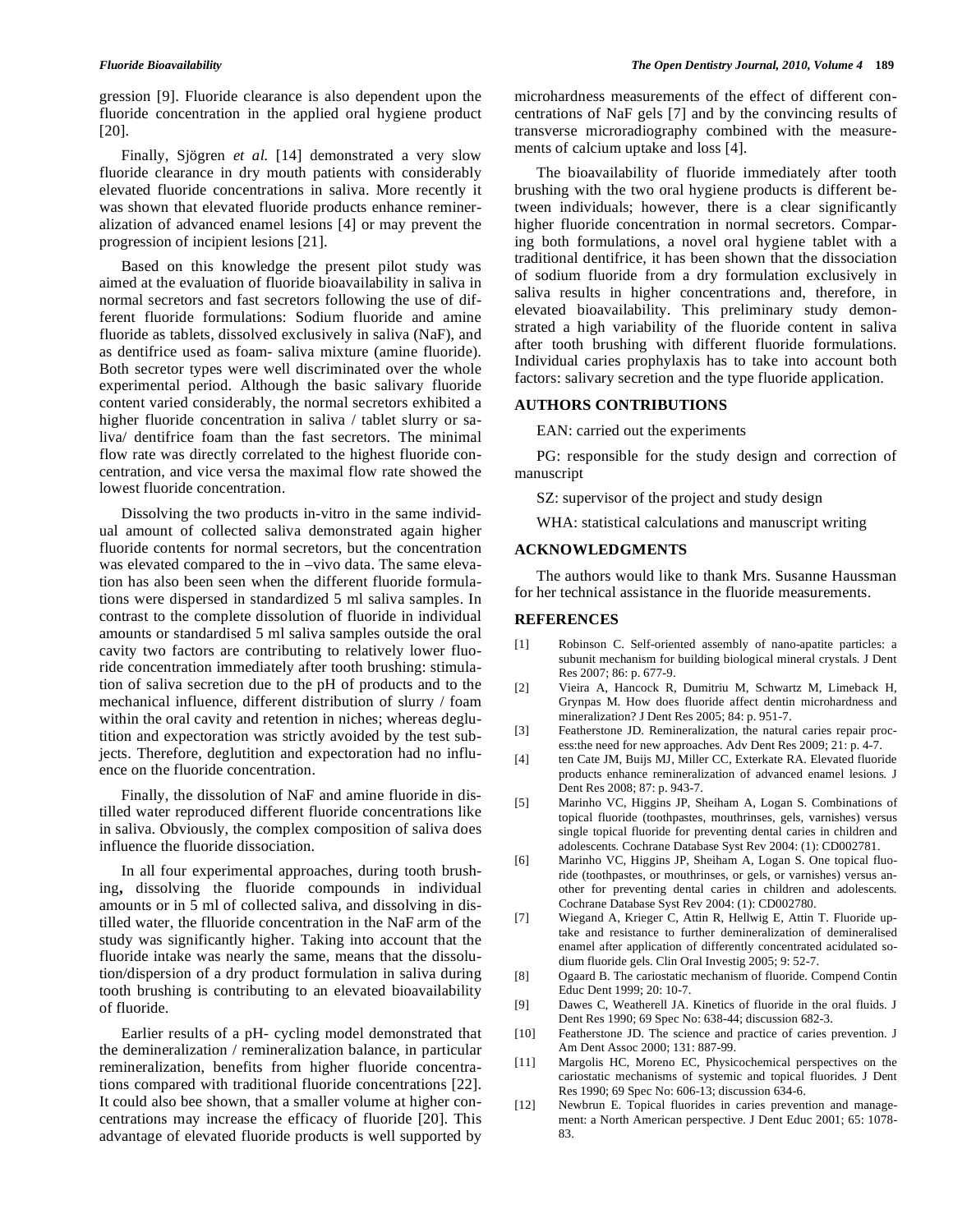gression [9]. Fluoride clearance is also dependent upon the fluoride concentration in the applied oral hygiene product [20].

Finally, Sjögren *et al.* [14] demonstrated a very slow fluoride clearance in dry mouth patients with considerably elevated fluoride concentrations in saliva. More recently it was shown that elevated fluoride products enhance remineralization of advanced enamel lesions [4] or may prevent the progression of incipient lesions [21].

Based on this knowledge the present pilot study was aimed at the evaluation of fluoride bioavailability in saliva in normal secretors and fast secretors following the use of different fluoride formulations: Sodium fluoride and amine fluoride as tablets, dissolved exclusively in saliva (NaF), and as dentifrice used as foam- saliva mixture (amine fluoride). Both secretor types were well discriminated over the whole experimental period. Although the basic salivary fluoride content varied considerably, the normal secretors exhibited a higher fluoride concentration in saliva / tablet slurry or saliva/ dentifrice foam than the fast secretors. The minimal flow rate was directly correlated to the highest fluoride concentration, and vice versa the maximal flow rate showed the lowest fluoride concentration.

Dissolving the two products in-vitro in the same individual amount of collected saliva demonstrated again higher fluoride contents for normal secretors, but the concentration was elevated compared to the in –vivo data. The same elevation has also been seen when the different fluoride formulations were dispersed in standardized 5 ml saliva samples. In contrast to the complete dissolution of fluoride in individual amounts or standardised 5 ml saliva samples outside the oral cavity two factors are contributing to relatively lower fluoride concentration immediately after tooth brushing: stimulation of saliva secretion due to the pH of products and to the mechanical influence, different distribution of slurry / foam within the oral cavity and retention in niches; whereas deglutition and expectoration was strictly avoided by the test subjects. Therefore, deglutition and expectoration had no influence on the fluoride concentration.

Finally, the dissolution of NaF and amine fluoride in distilled water reproduced different fluoride concentrations like in saliva. Obviously, the complex composition of saliva does influence the fluoride dissociation.

In all four experimental approaches, during tooth brushing**,** dissolving the fluoride compounds in individual amounts or in 5 ml of collected saliva, and dissolving in distilled water, the flluoride concentration in the NaF arm of the study was significantly higher. Taking into account that the fluoride intake was nearly the same, means that the dissolution/dispersion of a dry product formulation in saliva during tooth brushing is contributing to an elevated bioavailability of fluoride.

Earlier results of a pH- cycling model demonstrated that the demineralization / remineralization balance, in particular remineralization, benefits from higher fluoride concentrations compared with traditional fluoride concentrations [22]. It could also bee shown, that a smaller volume at higher concentrations may increase the efficacy of fluoride [20]. This advantage of elevated fluoride products is well supported by microhardness measurements of the effect of different concentrations of NaF gels [7] and by the convincing results of transverse microradiography combined with the measurements of calcium uptake and loss [4].

The bioavailability of fluoride immediately after tooth brushing with the two oral hygiene products is different between individuals; however, there is a clear significantly higher fluoride concentration in normal secretors. Comparing both formulations, a novel oral hygiene tablet with a traditional dentifrice, it has been shown that the dissociation of sodium fluoride from a dry formulation exclusively in saliva results in higher concentrations and, therefore, in elevated bioavailability. This preliminary study demonstrated a high variability of the fluoride content in saliva after tooth brushing with different fluoride formulations. Individual caries prophylaxis has to take into account both factors: salivary secretion and the type fluoride application.

## AUTHORS CONTRIBUTIONS

EAN: carried out the experiments

PG: responsible for the study design and correction of manuscript

SZ: supervisor of the project and study design

WHA: statistical calculations and manuscript writing

## ACKNOWLEDGMENTS

The authors would like to thank Mrs. Susanne Haussman for her technical assistance in the fluoride measurements.

## REFERENCES

[1] Robinson C. Self-oriented assembly of nano-apatite particles: a subunit mechanism for building biological mineral crystals. J Dent Res 2007; 86: p. 677-9.

[2] Vieira A, Hancock R, Dumitriu M, Schwartz M, Limeback H, Grynpas M. How does fluoride affect dentin microhardness and mineralization? J Dent Res 2005; 84: p. 951-7.

[3] Featherstone JD. Remineralization, the natural caries repair process:the need for new approaches. Adv Dent Res 2009; 21: p. 4-7.

[4] ten Cate JM, Buijs MJ, Miller CC, Exterkate RA. Elevated fluoride products enhance remineralization of advanced enamel lesions. J Dent Res 2008; 87: p. 943-7.

[5] Marinho VC, Higgins JP, Sheiham A, Logan S. Combinations of topical fluoride (toothpastes, mouthrinses, gels, varnishes) versus single topical fluoride for preventing dental caries in children and adolescents. Cochrane Database Syst Rev 2004: (1): CD002781.

[6] Marinho VC, Higgins JP, Sheiham A, Logan S. One topical fluoride (toothpastes, or mouthrinses, or gels, or varnishes) versus another for preventing dental caries in children and adolescents. Cochrane Database Syst Rev 2004: (1): CD002780.

[7] Wiegand A, Krieger C, Attin R, Hellwig E, Attin T. Fluoride uptake and resistance to further demineralization of demineralised enamel after application of differently concentrated acidulated sodium fluoride gels. Clin Oral Investig 2005; 9: 52-7.

[8] Ogaard B. The cariostatic mechanism of fluoride. Compend Contin Educ Dent 1999; 20: 10-7.

[9] Dawes C, Weatherell JA. Kinetics of fluoride in the oral fluids. J Dent Res 1990; 69 Spec No: 638-44; discussion 682-3.

[10] Featherstone JD. The science and practice of caries prevention. J Am Dent Assoc 2000; 131: 887-99.

[11] Margolis HC, Moreno EC, Physicochemical perspectives on the cariostatic mechanisms of systemic and topical fluorides. J Dent Res 1990; 69 Spec No: 606-13; discussion 634-6.

[12] Newbrun E. Topical fluorides in caries prevention and management: a North American perspective. J Dent Educ 2001; 65: 1078-83.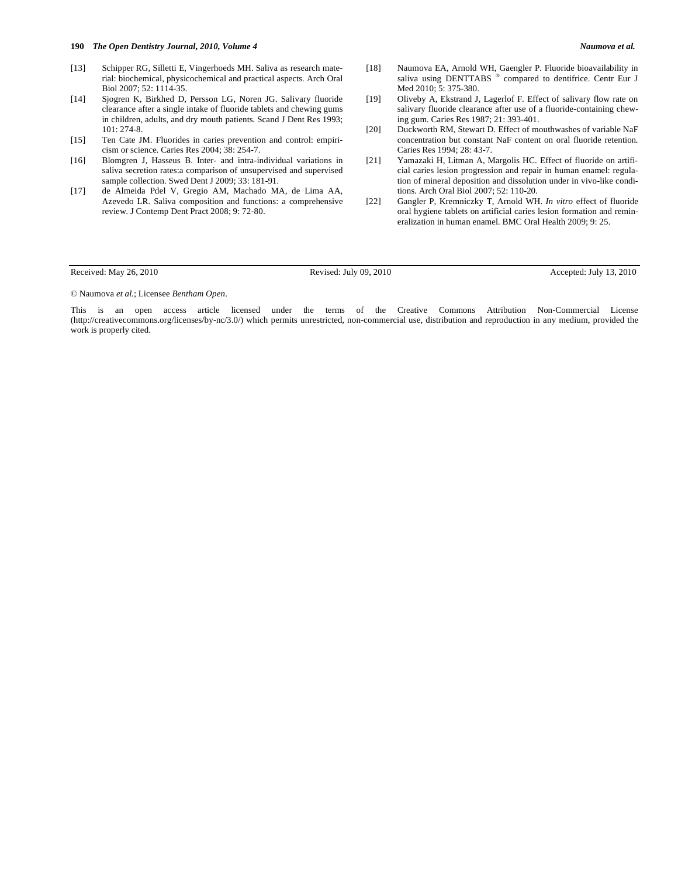[13] Schipper RG, Silletti E, Vingerhoeds MH. Saliva as research material: biochemical, physicochemical and practical aspects. Arch Oral Biol 2007; 52: 1114-35.

[14] Sjogren K, Birkhed D, Persson LG, Noren JG. Salivary fluoride clearance after a single intake of fluoride tablets and chewing gums in children, adults, and dry mouth patients. Scand J Dent Res 1993; 101: 274-8.

[15] Ten Cate JM. Fluorides in caries prevention and control: empiricism or science. Caries Res 2004; 38: 254-7.

[16] Blomgren J, Hasseus B. Inter- and intra-individual variations in saliva secretion rates:a comparison of unsupervised and supervised sample collection. Swed Dent J 2009; 33: 181-91.

[17] de Almeida Pdel V, Gregio AM, Machado MA, de Lima AA, Azevedo LR. Saliva composition and functions: a comprehensive review. J Contemp Dent Pract 2008; 9: 72-80.

[18] Naumova EA, Arnold WH, Gaengler P. Fluoride bioavailability in saliva using DENTTABS ® compared to dentifrice. Centr Eur J Med 2010; 5: 375-380.

[19] Oliveby A, Ekstrand J, Lagerlof F. Effect of salivary flow rate on salivary fluoride clearance after use of a fluoride-containing chewing gum. Caries Res 1987; 21: 393-401.

[20] Duckworth RM, Stewart D. Effect of mouthwashes of variable NaF concentration but constant NaF content on oral fluoride retention. Caries Res 1994; 28: 43-7.

[21] Yamazaki H, Litman A, Margolis HC. Effect of fluoride on artificial caries lesion progression and repair in human enamel: regulation of mineral deposition and dissolution under in vivo-like conditions. Arch Oral Biol 2007; 52: 110-20.

[22] Gangler P, Kremniczky T, Arnold WH. *In vitro* effect of fluoride oral hygiene tablets on artificial caries lesion formation and remineralization in human enamel. BMC Oral Health 2009; 9: 25.

Received: May 26, 2010 Revised: July 09, 2010 Accepted: July 13, 2010

© Naumova *et al.*; Licensee *Bentham Open*.

This is an open access article licensed under the terms of the Creative Commons Attribution Non-Commercial License (http://creativecommons.org/licenses/by-nc/3.0/) which permits unrestricted, non-commercial use, distribution and reproduction in any medium, provided the work is properly cited.